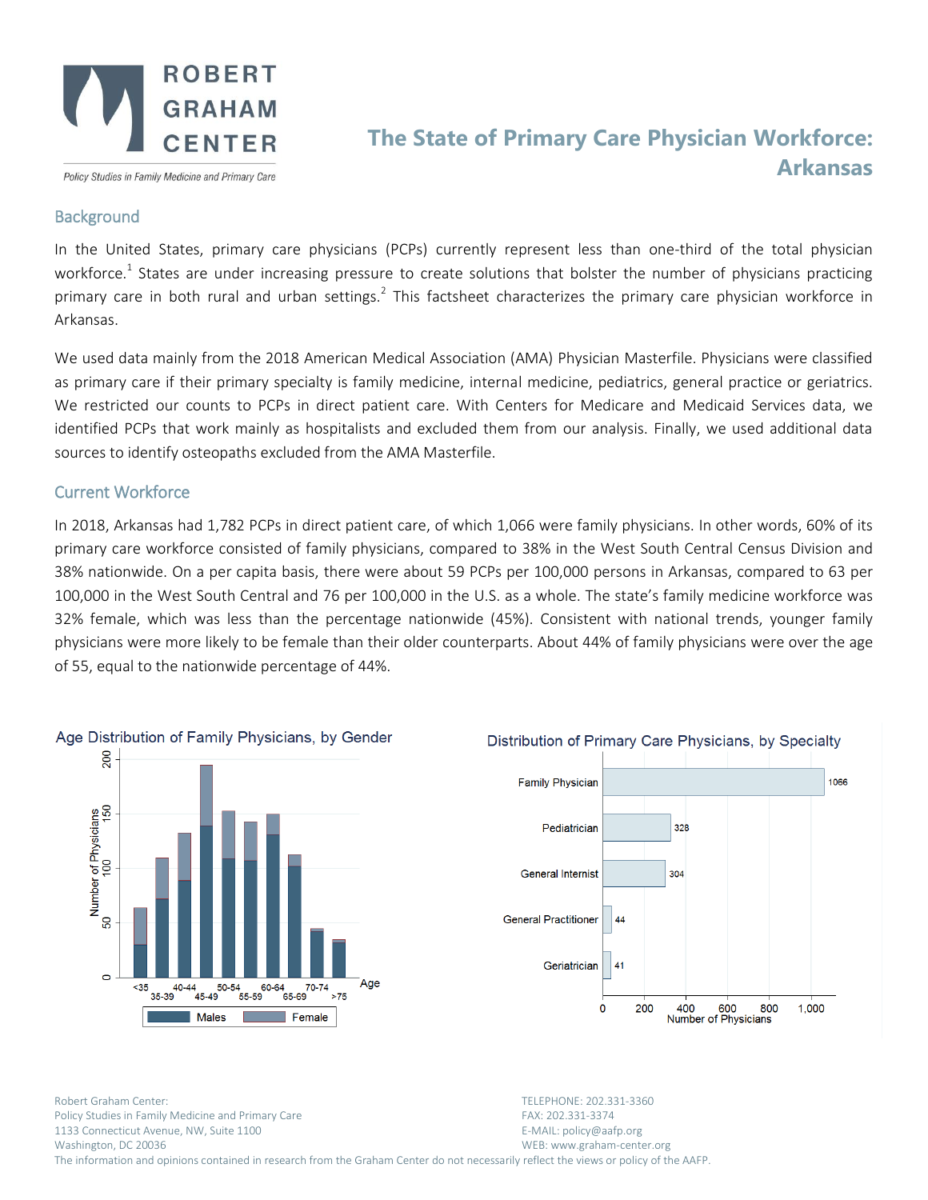# The State of Primary Care Physician Workforce: Arkansas

ROBERT GRAHAM CENTER

*Policy Studies in Family Medicine and Primary Care*

## Background

In the United States, primary care physicians (PCPs) currently represent less than one-third of the total physician workforce.[1] States are under increasing pressure to create solutions that bolster the number of physicians practicing primary care in both rural and urban settings.[2] This factsheet characterizes the primary care physician workforce in Arkansas.

We used data mainly from the 2018 American Medical Association (AMA) Physician Masterfile. Physicians were classified as primary care if their primary specialty is family medicine, internal medicine, pediatrics, general practice or geriatrics. We restricted our counts to PCPs in direct patient care. With Centers for Medicare and Medicaid Services data, we identified PCPs that work mainly as hospitalists and excluded them from our analysis. Finally, we used additional data sources to identify osteopaths excluded from the AMA Masterfile.

## Current Workforce

In 2018, Arkansas had 1,782 PCPs in direct patient care, of which 1,066 were family physicians. In other words, 60% of its primary care workforce consisted of family physicians, compared to 38% in the West South Central Census Division and 38% nationwide. On a per capita basis, there were about 59 PCPs per 100,000 persons in Arkansas, compared to 63 per 100,000 in the West South Central and 76 per 100,000 in the U.S. as a whole. The state's family medicine workforce was 32% female, which was less than the percentage nationwide (45%). Consistent with national trends, younger family physicians were more likely to be female than their older counterparts. About 44% of family physicians were over the age of 55, equal to the nationwide percentage of 44%.

**Age Distribution of Family Physicians, by Gender**

**Distribution of Primary Care Physicians, by Specialty**

| Specialty | Number of Physicians |
|---|---|
| Family Physician | 1066 |
| Pediatrician | 328 |
| General Internist | 304 |
| General Practitioner | 44 |
| Geriatrician | 41 |

Robert Graham Center:
Policy Studies in Family Medicine and Primary Care
1133 Connecticut Avenue, NW, Suite 1100
Washington, DC 20036

TELEPHONE: 202.331-3360
FAX: 202.331-3374
E-MAIL: policy@aafp.org
WEB: www.graham-center.org

The information and opinions contained in research from the Graham Center do not necessarily reflect the views or policy of the AAFP.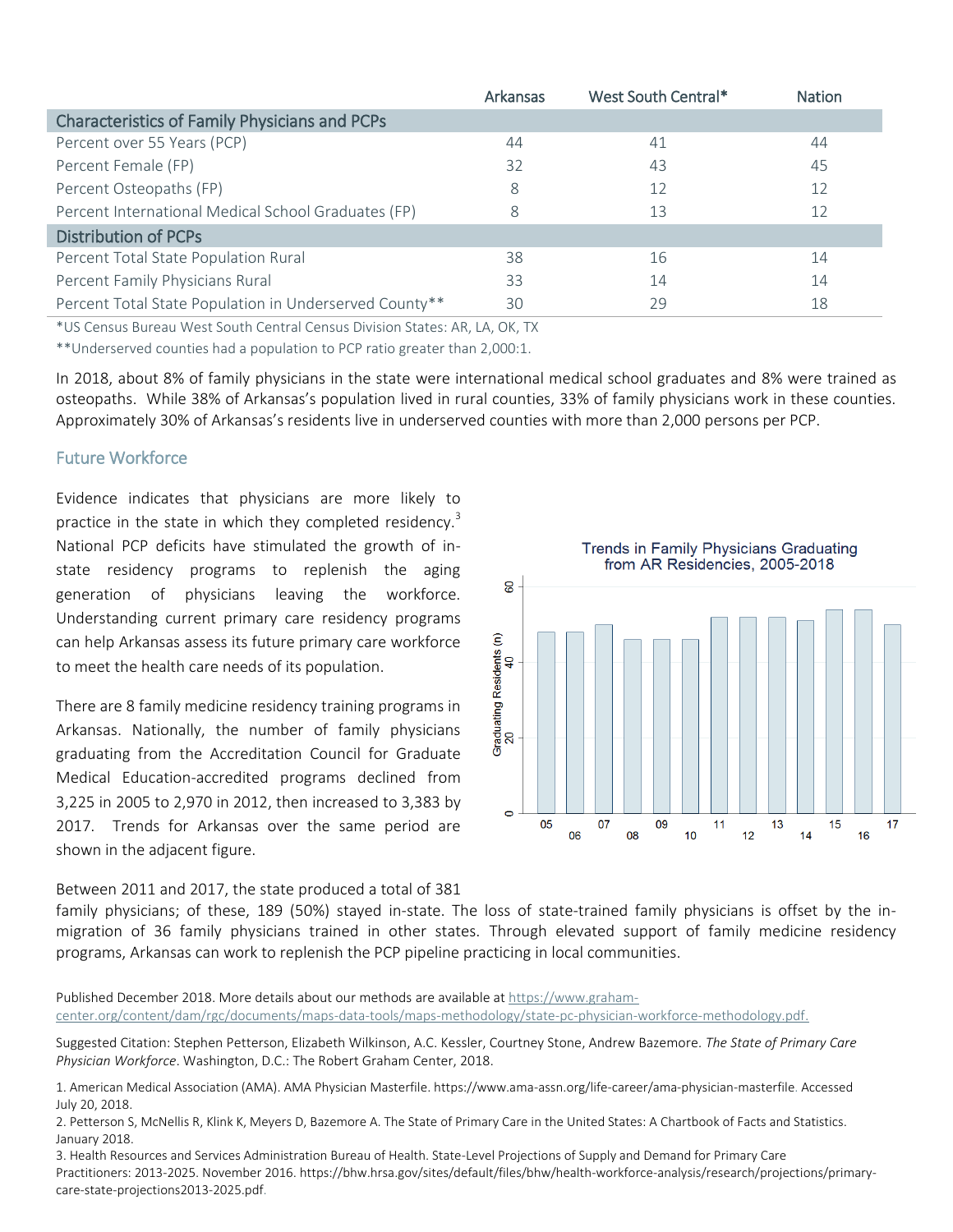| | Arkansas | West South Central* | Nation |
|---|---|---|---|
| **Characteristics of Family Physicians and PCPs** | | | |
| Percent over 55 Years (PCP) | 44 | 41 | 44 |
| Percent Female (FP) | 32 | 43 | 45 |
| Percent Osteopaths (FP) | 8 | 12 | 12 |
| Percent International Medical School Graduates (FP) | 8 | 13 | 12 |
| **Distribution of PCPs** | | | |
| Percent Total State Population Rural | 38 | 16 | 14 |
| Percent Family Physicians Rural | 33 | 14 | 14 |
| Percent Total State Population in Underserved County** | 30 | 29 | 18 |

*US Census Bureau West South Central Census Division States: AR, LA, OK, TX

**Underserved counties had a population to PCP ratio greater than 2,000:1.

In 2018, about 8% of family physicians in the state were international medical school graduates and 8% were trained as osteopaths. While 38% of Arkansas's population lived in rural counties, 33% of family physicians work in these counties. Approximately 30% of Arkansas's residents live in underserved counties with more than 2,000 persons per PCP.

## Future Workforce

Evidence indicates that physicians are more likely to practice in the state in which they completed residency.[3] National PCP deficits have stimulated the growth of in-state residency programs to replenish the aging generation of physicians leaving the workforce. Understanding current primary care residency programs can help Arkansas assess its future primary care workforce to meet the health care needs of its population.

There are 8 family medicine residency training programs in Arkansas. Nationally, the number of family physicians graduating from the Accreditation Council for Graduate Medical Education-accredited programs declined from 3,225 in 2005 to 2,970 in 2012, then increased to 3,383 by 2017. Trends for Arkansas over the same period are shown in the adjacent figure.

Trends in Family Physicians Graduating from AR Residencies, 2005-2018

Graduating Residents (n)

0
20
40
60

05 06 07 08 09 10 11 12 13 14 15 16 17

Between 2011 and 2017, the state produced a total of 381 family physicians; of these, 189 (50%) stayed in-state. The loss of state-trained family physicians is offset by the in-migration of 36 family physicians trained in other states. Through elevated support of family medicine residency programs, Arkansas can work to replenish the PCP pipeline practicing in local communities.

Published December 2018. More details about our methods are available at https://www.graham-center.org/content/dam/rgc/documents/maps-data-tools/maps-methodology/state-pc-physician-workforce-methodology.pdf.

Suggested Citation: Stephen Petterson, Elizabeth Wilkinson, A.C. Kessler, Courtney Stone, Andrew Bazemore. *The State of Primary Care Physician Workforce*. Washington, D.C.: The Robert Graham Center, 2018.

1. American Medical Association (AMA). AMA Physician Masterfile. https://www.ama-assn.org/life-career/ama-physician-masterfile. Accessed July 20, 2018.
2. Petterson S, McNellis R, Klink K, Meyers D, Bazemore A. The State of Primary Care in the United States: A Chartbook of Facts and Statistics. January 2018.
3. Health Resources and Services Administration Bureau of Health. State-Level Projections of Supply and Demand for Primary Care Practitioners: 2013-2025. November 2016. https://bhw.hrsa.gov/sites/default/files/bhw/health-workforce-analysis/research/projections/primary-care-state-projections2013-2025.pdf.